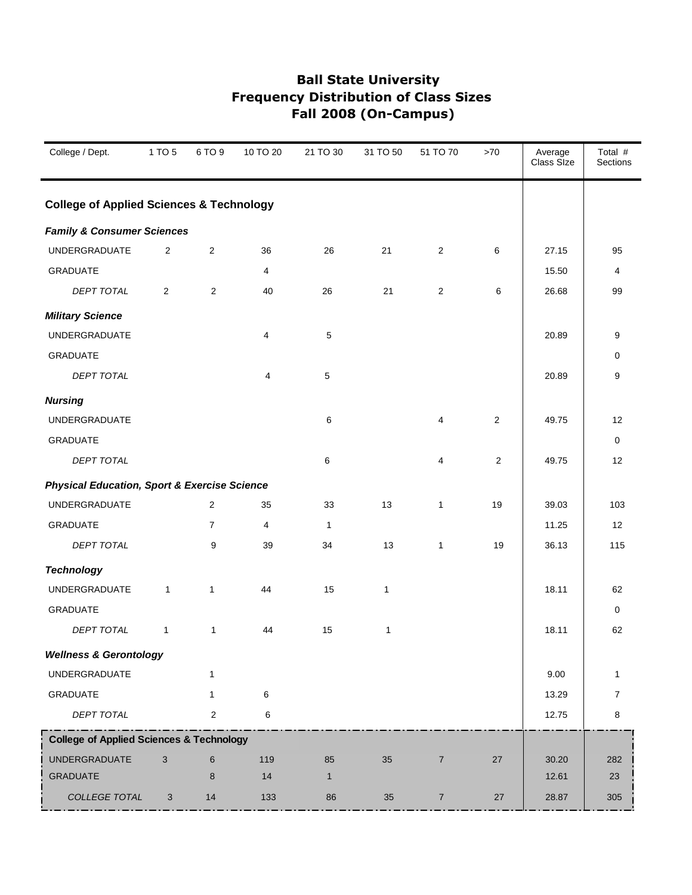# Ball State University
## Frequency Distribution of Class Sizes
## Fall 2008 (On-Campus)

| College / Dept. | 1 TO 5 | 6 TO 9 | 10 TO 20 | 21 TO 30 | 31 TO 50 | 51 TO 70 | >70 | Average Class SIze | Total # Sections |
|---|---|---|---|---|---|---|---|---|---|
| **College of Applied Sciences & Technology** | | | | | | | | | |
| ***Family & Consumer Sciences*** | | | | | | | | | |
| UNDERGRADUATE | 2 | 2 | 36 | 26 | 21 | 2 | 6 | 27.15 | 95 |
| GRADUATE | | | 4 | | | | | 15.50 | 4 |
| *DEPT TOTAL* | 2 | 2 | 40 | 26 | 21 | 2 | 6 | 26.68 | 99 |
| ***Military Science*** | | | | | | | | | |
| UNDERGRADUATE | | | 4 | 5 | | | | 20.89 | 9 |
| GRADUATE | | | | | | | | | 0 |
| *DEPT TOTAL* | | | 4 | 5 | | | | 20.89 | 9 |
| ***Nursing*** | | | | | | | | | |
| UNDERGRADUATE | | | | 6 | | 4 | 2 | 49.75 | 12 |
| GRADUATE | | | | | | | | | 0 |
| *DEPT TOTAL* | | | | 6 | | 4 | 2 | 49.75 | 12 |
| ***Physical Education, Sport & Exercise Science*** | | | | | | | | | |
| UNDERGRADUATE | | 2 | 35 | 33 | 13 | 1 | 19 | 39.03 | 103 |
| GRADUATE | | 7 | 4 | 1 | | | | 11.25 | 12 |
| *DEPT TOTAL* | | 9 | 39 | 34 | 13 | 1 | 19 | 36.13 | 115 |
| ***Technology*** | | | | | | | | | |
| UNDERGRADUATE | 1 | 1 | 44 | 15 | 1 | | | 18.11 | 62 |
| GRADUATE | | | | | | | | | 0 |
| *DEPT TOTAL* | 1 | 1 | 44 | 15 | 1 | | | 18.11 | 62 |
| ***Wellness & Gerontology*** | | | | | | | | | |
| UNDERGRADUATE | | 1 | | | | | | 9.00 | 1 |
| GRADUATE | | 1 | 6 | | | | | 13.29 | 7 |
| *DEPT TOTAL* | | 2 | 6 | | | | | 12.75 | 8 |
| **College of Applied Sciences & Technology** | | | | | | | | | |
| UNDERGRADUATE | 3 | 6 | 119 | 85 | 35 | 7 | 27 | 30.20 | 282 |
| GRADUATE | | 8 | 14 | 1 | | | | 12.61 | 23 |
| *COLLEGE TOTAL* | 3 | 14 | 133 | 86 | 35 | 7 | 27 | 28.87 | 305 |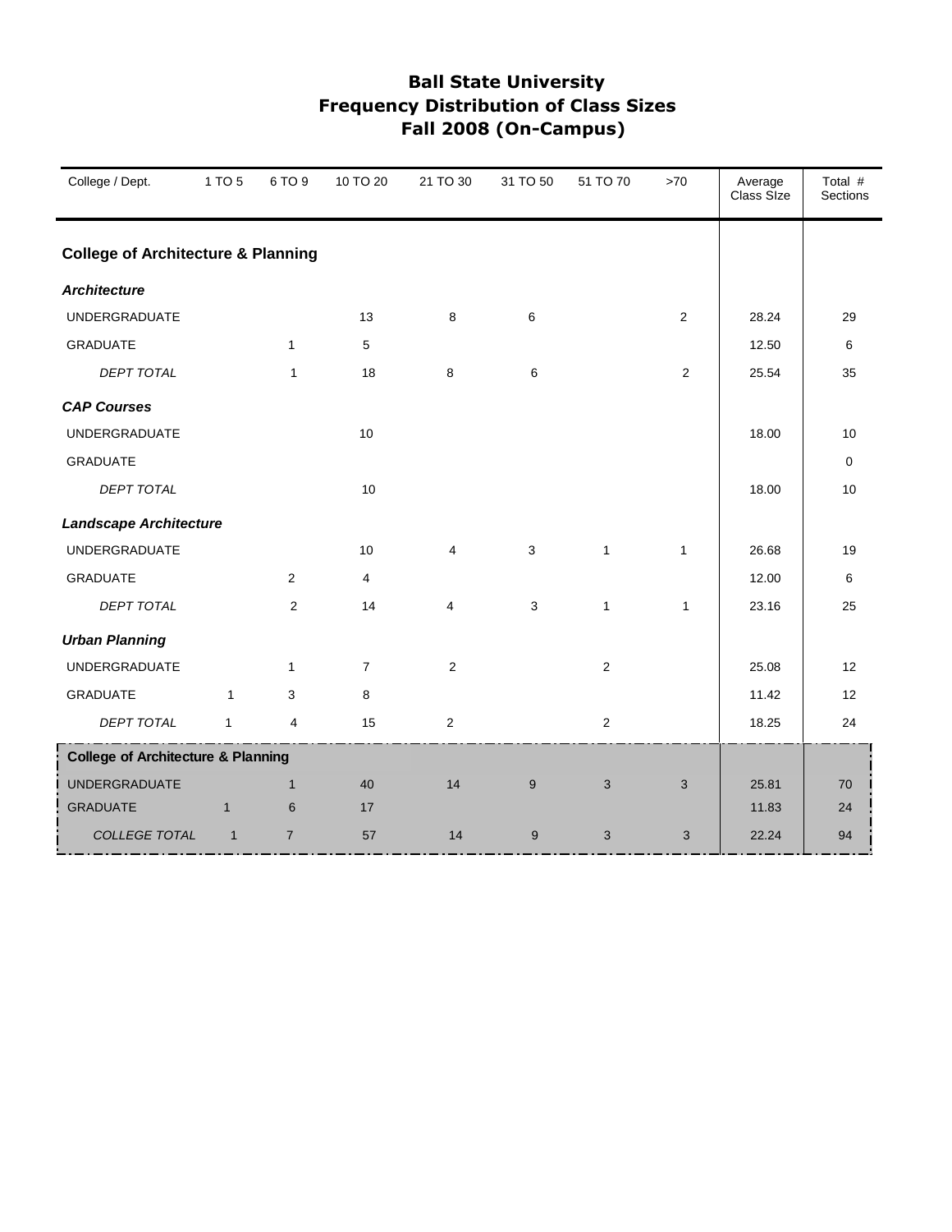# Ball State University
## Frequency Distribution of Class Sizes
## Fall 2008 (On-Campus)

| College / Dept. | 1 TO 5 | 6 TO 9 | 10 TO 20 | 21 TO 30 | 31 TO 50 | 51 TO 70 | >70 | Average Class SIze | Total # Sections |
|---|---|---|---|---|---|---|---|---|---|
| **College of Architecture & Planning** | | | | | | | | | |
| ***Architecture*** | | | | | | | | | |
| UNDERGRADUATE | | | 13 | 8 | 6 | | 2 | 28.24 | 29 |
| GRADUATE | | 1 | 5 | | | | | 12.50 | 6 |
| *DEPT TOTAL* | | 1 | 18 | 8 | 6 | | 2 | 25.54 | 35 |
| ***CAP Courses*** | | | | | | | | | |
| UNDERGRADUATE | | | 10 | | | | | 18.00 | 10 |
| GRADUATE | | | | | | | | | 0 |
| *DEPT TOTAL* | | | 10 | | | | | 18.00 | 10 |
| ***Landscape Architecture*** | | | | | | | | | |
| UNDERGRADUATE | | | 10 | 4 | 3 | 1 | 1 | 26.68 | 19 |
| GRADUATE | | 2 | 4 | | | | | 12.00 | 6 |
| *DEPT TOTAL* | | 2 | 14 | 4 | 3 | 1 | 1 | 23.16 | 25 |
| ***Urban Planning*** | | | | | | | | | |
| UNDERGRADUATE | | 1 | 7 | 2 | | 2 | | 25.08 | 12 |
| GRADUATE | 1 | 3 | 8 | | | | | 11.42 | 12 |
| *DEPT TOTAL* | 1 | 4 | 15 | 2 | | 2 | | 18.25 | 24 |
| **College of Architecture & Planning** | | | | | | | | | |
| UNDERGRADUATE | | 1 | 40 | 14 | 9 | 3 | 3 | 25.81 | 70 |
| GRADUATE | 1 | 6 | 17 | | | | | 11.83 | 24 |
| *COLLEGE TOTAL* | 1 | 7 | 57 | 14 | 9 | 3 | 3 | 22.24 | 94 |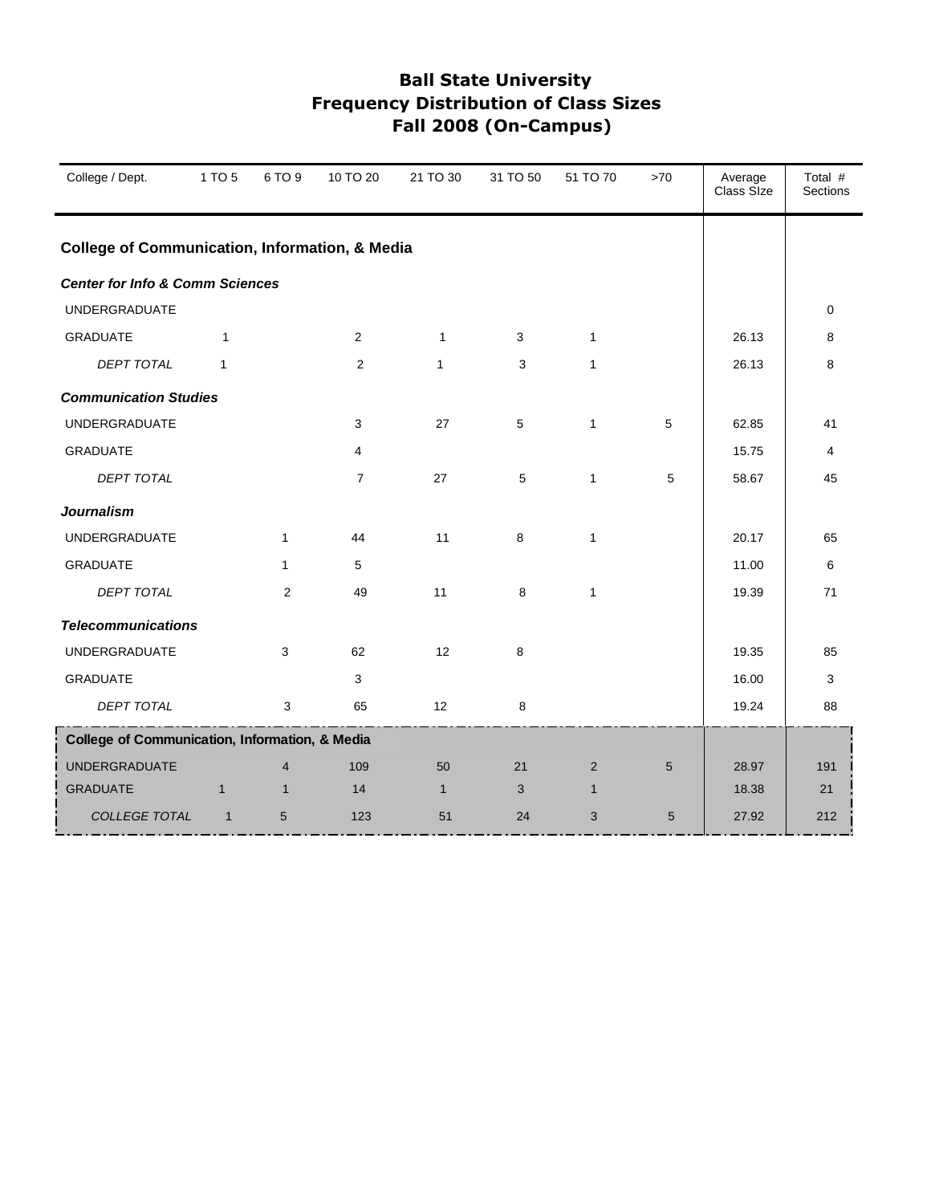# Ball State University
## Frequency Distribution of Class Sizes
## Fall 2008 (On-Campus)

| College / Dept. | 1 TO 5 | 6 TO 9 | 10 TO 20 | 21 TO 30 | 31 TO 50 | 51 TO 70 | >70 | Average Class SIze | Total # Sections |
|---|---|---|---|---|---|---|---|---|---|
| **College of Communication, Information, & Media** | | | | | | | | | |
| ***Center for Info & Comm Sciences*** | | | | | | | | | |
| UNDERGRADUATE | | | | | | | | | 0 |
| GRADUATE | 1 | | 2 | 1 | 3 | 1 | | 26.13 | 8 |
| *DEPT TOTAL* | 1 | | 2 | 1 | 3 | 1 | | 26.13 | 8 |
| ***Communication Studies*** | | | | | | | | | |
| UNDERGRADUATE | | | 3 | 27 | 5 | 1 | 5 | 62.85 | 41 |
| GRADUATE | | | 4 | | | | | 15.75 | 4 |
| *DEPT TOTAL* | | | 7 | 27 | 5 | 1 | 5 | 58.67 | 45 |
| ***Journalism*** | | | | | | | | | |
| UNDERGRADUATE | | 1 | 44 | 11 | 8 | 1 | | 20.17 | 65 |
| GRADUATE | | 1 | 5 | | | | | 11.00 | 6 |
| *DEPT TOTAL* | | 2 | 49 | 11 | 8 | 1 | | 19.39 | 71 |
| ***Telecommunications*** | | | | | | | | | |
| UNDERGRADUATE | | 3 | 62 | 12 | 8 | | | 19.35 | 85 |
| GRADUATE | | | 3 | | | | | 16.00 | 3 |
| *DEPT TOTAL* | | 3 | 65 | 12 | 8 | | | 19.24 | 88 |
| **College of Communication, Information, & Media** | | | | | | | | | |
| UNDERGRADUATE | | 4 | 109 | 50 | 21 | 2 | 5 | 28.97 | 191 |
| GRADUATE | 1 | 1 | 14 | 1 | 3 | 1 | | 18.38 | 21 |
| *COLLEGE TOTAL* | 1 | 5 | 123 | 51 | 24 | 3 | 5 | 27.92 | 212 |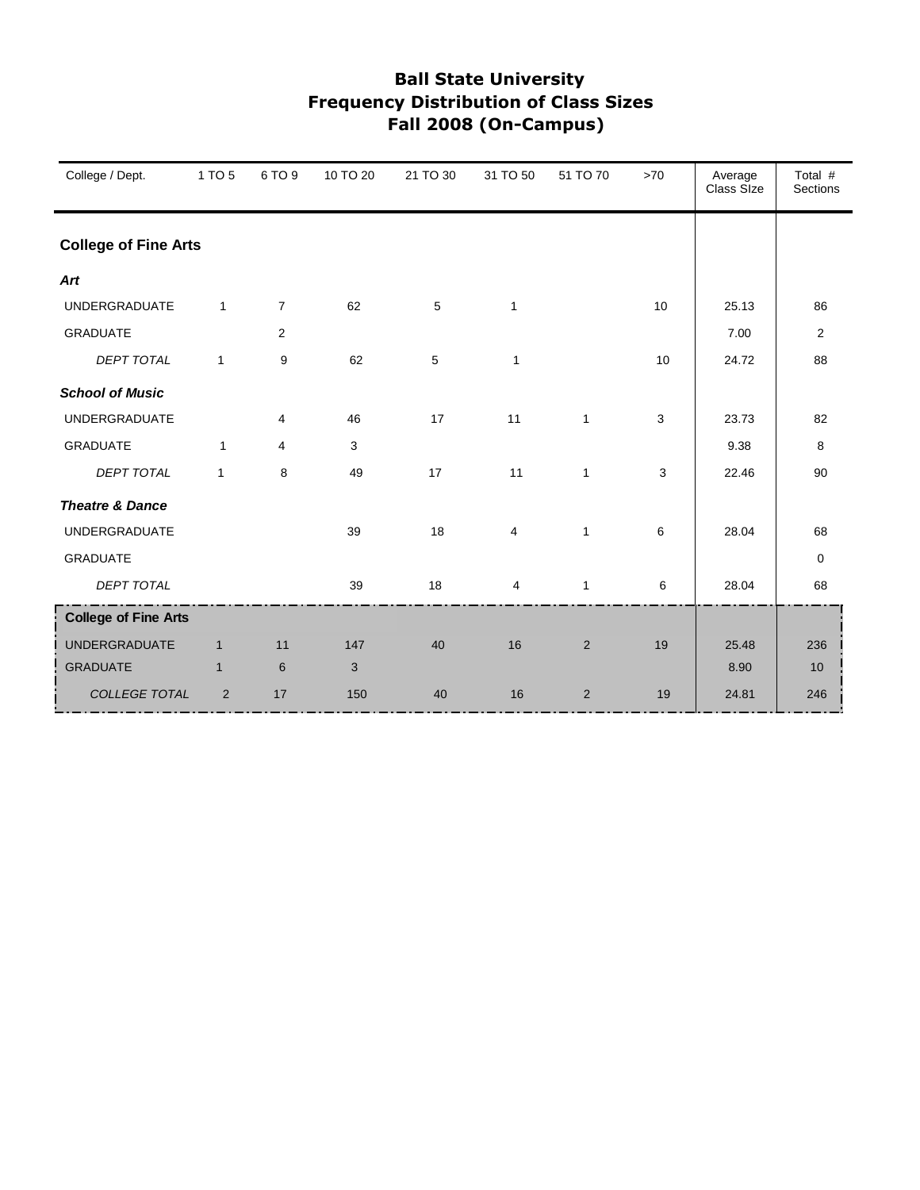# Ball State University
# Frequency Distribution of Class Sizes
# Fall 2008 (On-Campus)

| College / Dept. | 1 TO 5 | 6 TO 9 | 10 TO 20 | 21 TO 30 | 31 TO 50 | 51 TO 70 | >70 | Average Class SIze | Total # Sections |
|---|---|---|---|---|---|---|---|---|---|
| **College of Fine Arts** | | | | | | | | | |
| ***Art*** | | | | | | | | | |
| UNDERGRADUATE | 1 | 7 | 62 | 5 | 1 | | 10 | 25.13 | 86 |
| GRADUATE | | 2 | | | | | | 7.00 | 2 |
| *DEPT TOTAL* | 1 | 9 | 62 | 5 | 1 | | 10 | 24.72 | 88 |
| ***School of Music*** | | | | | | | | | |
| UNDERGRADUATE | | 4 | 46 | 17 | 11 | 1 | 3 | 23.73 | 82 |
| GRADUATE | 1 | 4 | 3 | | | | | 9.38 | 8 |
| *DEPT TOTAL* | 1 | 8 | 49 | 17 | 11 | 1 | 3 | 22.46 | 90 |
| ***Theatre & Dance*** | | | | | | | | | |
| UNDERGRADUATE | | | 39 | 18 | 4 | 1 | 6 | 28.04 | 68 |
| GRADUATE | | | | | | | | | 0 |
| *DEPT TOTAL* | | | 39 | 18 | 4 | 1 | 6 | 28.04 | 68 |
| **College of Fine Arts** | | | | | | | | | |
| UNDERGRADUATE | 1 | 11 | 147 | 40 | 16 | 2 | 19 | 25.48 | 236 |
| GRADUATE | 1 | 6 | 3 | | | | | 8.90 | 10 |
| *COLLEGE TOTAL* | 2 | 17 | 150 | 40 | 16 | 2 | 19 | 24.81 | 246 |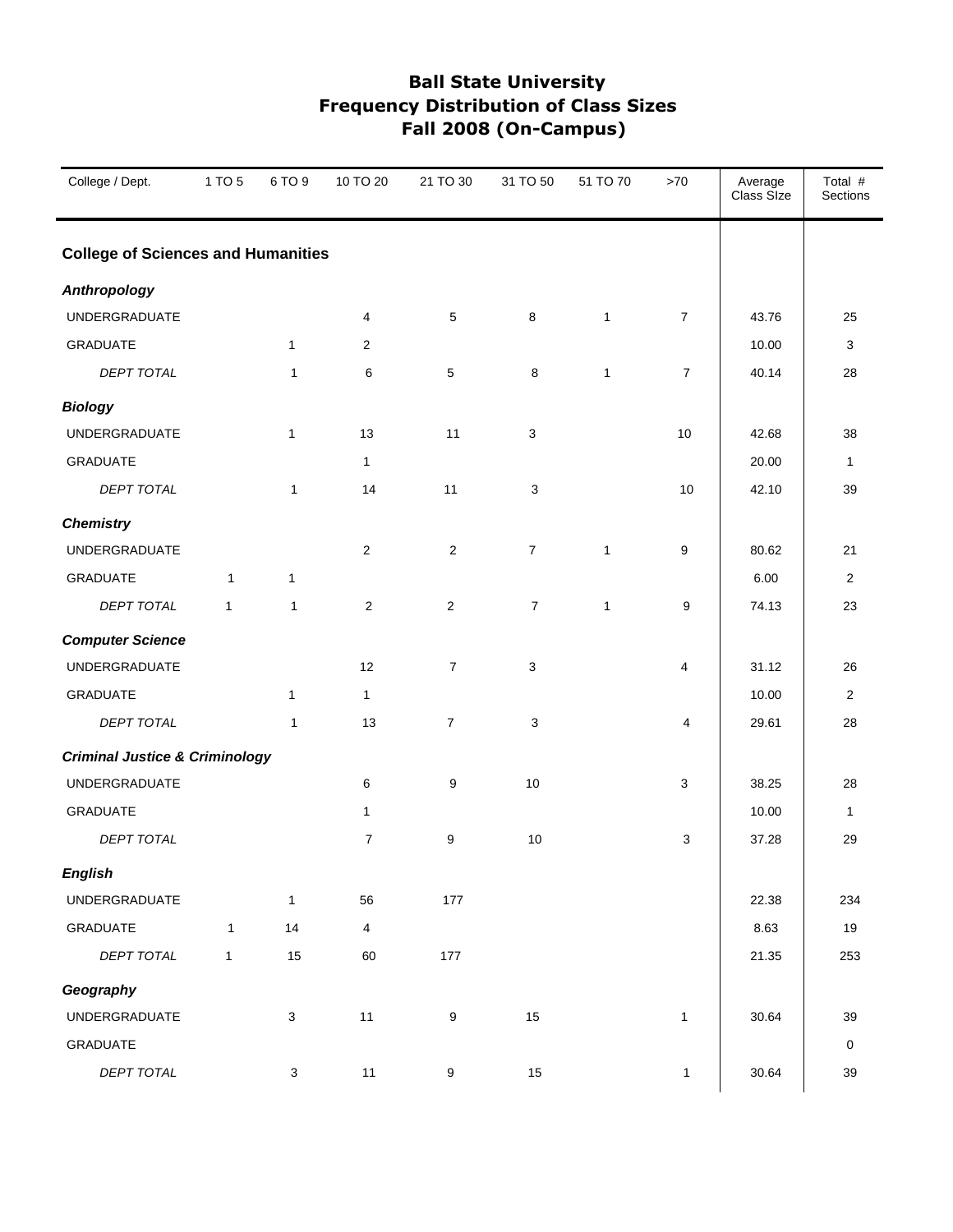# Ball State University
# Frequency Distribution of Class Sizes
# Fall 2008 (On-Campus)

| College / Dept. | 1 TO 5 | 6 TO 9 | 10 TO 20 | 21 TO 30 | 31 TO 50 | 51 TO 70 | >70 | Average Class SIze | Total # Sections |
|---|---|---|---|---|---|---|---|---|---|
| **College of Sciences and Humanities** | | | | | | | | | |
| ***Anthropology*** | | | | | | | | | |
| UNDERGRADUATE | | | 4 | 5 | 8 | 1 | 7 | 43.76 | 25 |
| GRADUATE | | 1 | 2 | | | | | 10.00 | 3 |
| *DEPT TOTAL* | | 1 | 6 | 5 | 8 | 1 | 7 | 40.14 | 28 |
| ***Biology*** | | | | | | | | | |
| UNDERGRADUATE | | 1 | 13 | 11 | 3 | | 10 | 42.68 | 38 |
| GRADUATE | | | 1 | | | | | 20.00 | 1 |
| *DEPT TOTAL* | | 1 | 14 | 11 | 3 | | 10 | 42.10 | 39 |
| ***Chemistry*** | | | | | | | | | |
| UNDERGRADUATE | | | 2 | 2 | 7 | 1 | 9 | 80.62 | 21 |
| GRADUATE | 1 | 1 | | | | | | 6.00 | 2 |
| *DEPT TOTAL* | 1 | 1 | 2 | 2 | 7 | 1 | 9 | 74.13 | 23 |
| ***Computer Science*** | | | | | | | | | |
| UNDERGRADUATE | | | 12 | 7 | 3 | | 4 | 31.12 | 26 |
| GRADUATE | | 1 | 1 | | | | | 10.00 | 2 |
| *DEPT TOTAL* | | 1 | 13 | 7 | 3 | | 4 | 29.61 | 28 |
| ***Criminal Justice & Criminology*** | | | | | | | | | |
| UNDERGRADUATE | | | 6 | 9 | 10 | | 3 | 38.25 | 28 |
| GRADUATE | | | 1 | | | | | 10.00 | 1 |
| *DEPT TOTAL* | | | 7 | 9 | 10 | | 3 | 37.28 | 29 |
| ***English*** | | | | | | | | | |
| UNDERGRADUATE | | 1 | 56 | 177 | | | | 22.38 | 234 |
| GRADUATE | 1 | 14 | 4 | | | | | 8.63 | 19 |
| *DEPT TOTAL* | 1 | 15 | 60 | 177 | | | | 21.35 | 253 |
| ***Geography*** | | | | | | | | | |
| UNDERGRADUATE | | 3 | 11 | 9 | 15 | | 1 | 30.64 | 39 |
| GRADUATE | | | | | | | | | 0 |
| *DEPT TOTAL* | | 3 | 11 | 9 | 15 | | 1 | 30.64 | 39 |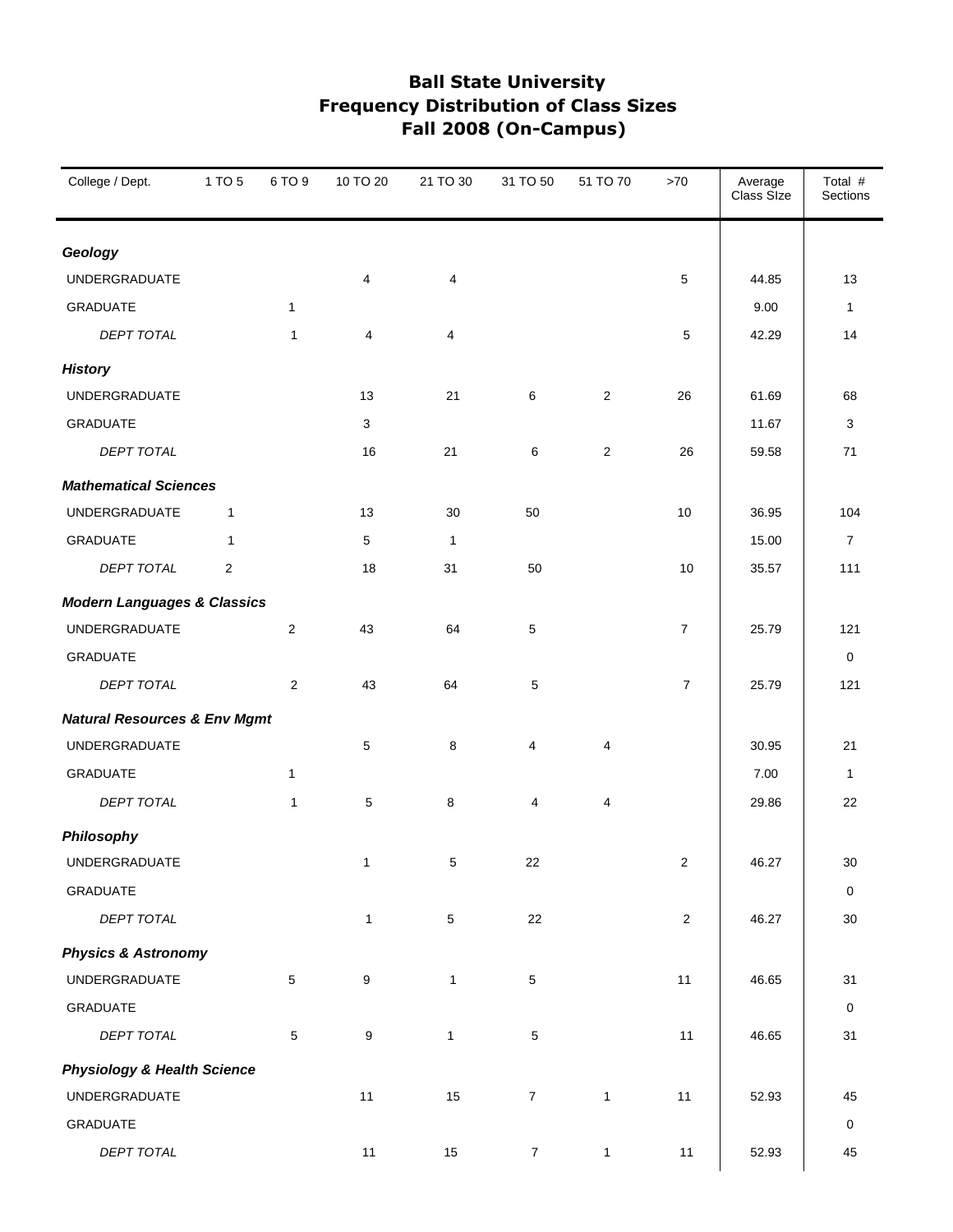# Ball State University
## Frequency Distribution of Class Sizes
## Fall 2008 (On-Campus)

| College / Dept. | 1 TO 5 | 6 TO 9 | 10 TO 20 | 21 TO 30 | 31 TO 50 | 51 TO 70 | >70 | Average Class SIze | Total # Sections |
|---|---|---|---|---|---|---|---|---|---|
| ***Geology*** | | | | | | | | | |
| UNDERGRADUATE | | | 4 | 4 | | | 5 | 44.85 | 13 |
| GRADUATE | | 1 | | | | | | 9.00 | 1 |
| *DEPT TOTAL* | | 1 | 4 | 4 | | | 5 | 42.29 | 14 |
| ***History*** | | | | | | | | | |
| UNDERGRADUATE | | | 13 | 21 | 6 | 2 | 26 | 61.69 | 68 |
| GRADUATE | | | 3 | | | | | 11.67 | 3 |
| *DEPT TOTAL* | | | 16 | 21 | 6 | 2 | 26 | 59.58 | 71 |
| ***Mathematical Sciences*** | | | | | | | | | |
| UNDERGRADUATE | 1 | | 13 | 30 | 50 | | 10 | 36.95 | 104 |
| GRADUATE | 1 | | 5 | 1 | | | | 15.00 | 7 |
| *DEPT TOTAL* | 2 | | 18 | 31 | 50 | | 10 | 35.57 | 111 |
| ***Modern Languages & Classics*** | | | | | | | | | |
| UNDERGRADUATE | | 2 | 43 | 64 | 5 | | 7 | 25.79 | 121 |
| GRADUATE | | | | | | | | | 0 |
| *DEPT TOTAL* | | 2 | 43 | 64 | 5 | | 7 | 25.79 | 121 |
| ***Natural Resources & Env Mgmt*** | | | | | | | | | |
| UNDERGRADUATE | | | 5 | 8 | 4 | 4 | | 30.95 | 21 |
| GRADUATE | | 1 | | | | | | 7.00 | 1 |
| *DEPT TOTAL* | | 1 | 5 | 8 | 4 | 4 | | 29.86 | 22 |
| ***Philosophy*** | | | | | | | | | |
| UNDERGRADUATE | | | 1 | 5 | 22 | | 2 | 46.27 | 30 |
| GRADUATE | | | | | | | | | 0 |
| *DEPT TOTAL* | | | 1 | 5 | 22 | | 2 | 46.27 | 30 |
| ***Physics & Astronomy*** | | | | | | | | | |
| UNDERGRADUATE | | 5 | 9 | 1 | 5 | | 11 | 46.65 | 31 |
| GRADUATE | | | | | | | | | 0 |
| *DEPT TOTAL* | | 5 | 9 | 1 | 5 | | 11 | 46.65 | 31 |
| ***Physiology & Health Science*** | | | | | | | | | |
| UNDERGRADUATE | | | 11 | 15 | 7 | 1 | 11 | 52.93 | 45 |
| GRADUATE | | | | | | | | | 0 |
| *DEPT TOTAL* | | | 11 | 15 | 7 | 1 | 11 | 52.93 | 45 |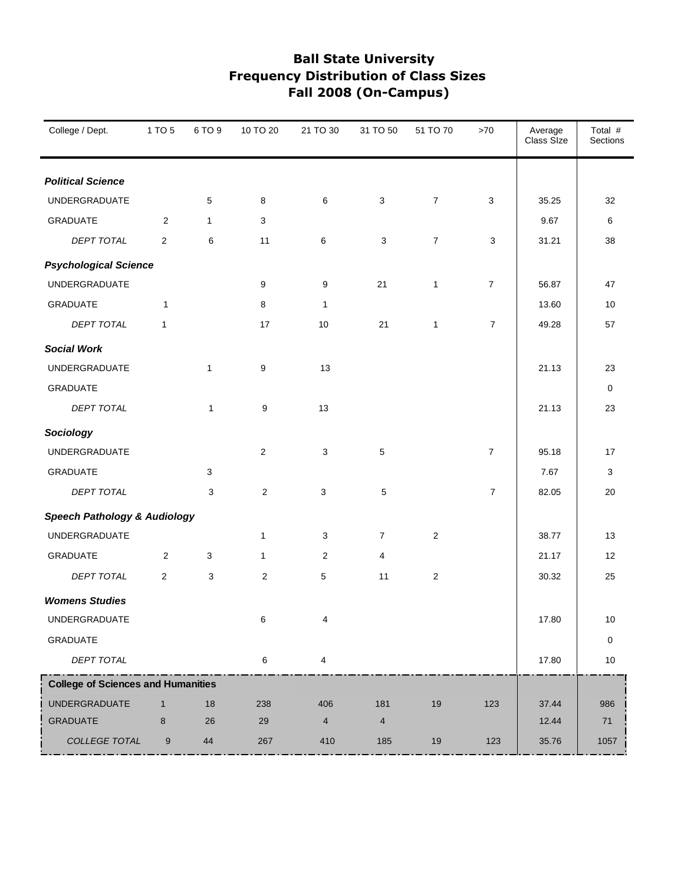# Ball State University
## Frequency Distribution of Class Sizes
## Fall 2008 (On-Campus)

| College / Dept. | 1 TO 5 | 6 TO 9 | 10 TO 20 | 21 TO 30 | 31 TO 50 | 51 TO 70 | >70 | Average Class SIze | Total # Sections |
|---|---|---|---|---|---|---|---|---|---|
| ***Political Science*** | | | | | | | | | |
| UNDERGRADUATE | | 5 | 8 | 6 | 3 | 7 | 3 | 35.25 | 32 |
| GRADUATE | 2 | 1 | 3 | | | | | 9.67 | 6 |
| *DEPT TOTAL* | 2 | 6 | 11 | 6 | 3 | 7 | 3 | 31.21 | 38 |
| ***Psychological Science*** | | | | | | | | | |
| UNDERGRADUATE | | | 9 | 9 | 21 | 1 | 7 | 56.87 | 47 |
| GRADUATE | 1 | | 8 | 1 | | | | 13.60 | 10 |
| *DEPT TOTAL* | 1 | | 17 | 10 | 21 | 1 | 7 | 49.28 | 57 |
| ***Social Work*** | | | | | | | | | |
| UNDERGRADUATE | | 1 | 9 | 13 | | | | 21.13 | 23 |
| GRADUATE | | | | | | | | | 0 |
| *DEPT TOTAL* | | 1 | 9 | 13 | | | | 21.13 | 23 |
| ***Sociology*** | | | | | | | | | |
| UNDERGRADUATE | | | 2 | 3 | 5 | | 7 | 95.18 | 17 |
| GRADUATE | | 3 | | | | | | 7.67 | 3 |
| *DEPT TOTAL* | | 3 | 2 | 3 | 5 | | 7 | 82.05 | 20 |
| ***Speech Pathology & Audiology*** | | | | | | | | | |
| UNDERGRADUATE | | | 1 | 3 | 7 | 2 | | 38.77 | 13 |
| GRADUATE | 2 | 3 | 1 | 2 | 4 | | | 21.17 | 12 |
| *DEPT TOTAL* | 2 | 3 | 2 | 5 | 11 | 2 | | 30.32 | 25 |
| ***Womens Studies*** | | | | | | | | | |
| UNDERGRADUATE | | | 6 | 4 | | | | 17.80 | 10 |
| GRADUATE | | | | | | | | | 0 |
| *DEPT TOTAL* | | | 6 | 4 | | | | 17.80 | 10 |
| **College of Sciences and Humanities** | | | | | | | | | |
| UNDERGRADUATE | 1 | 18 | 238 | 406 | 181 | 19 | 123 | 37.44 | 986 |
| GRADUATE | 8 | 26 | 29 | 4 | 4 | | | 12.44 | 71 |
| *COLLEGE TOTAL* | 9 | 44 | 267 | 410 | 185 | 19 | 123 | 35.76 | 1057 |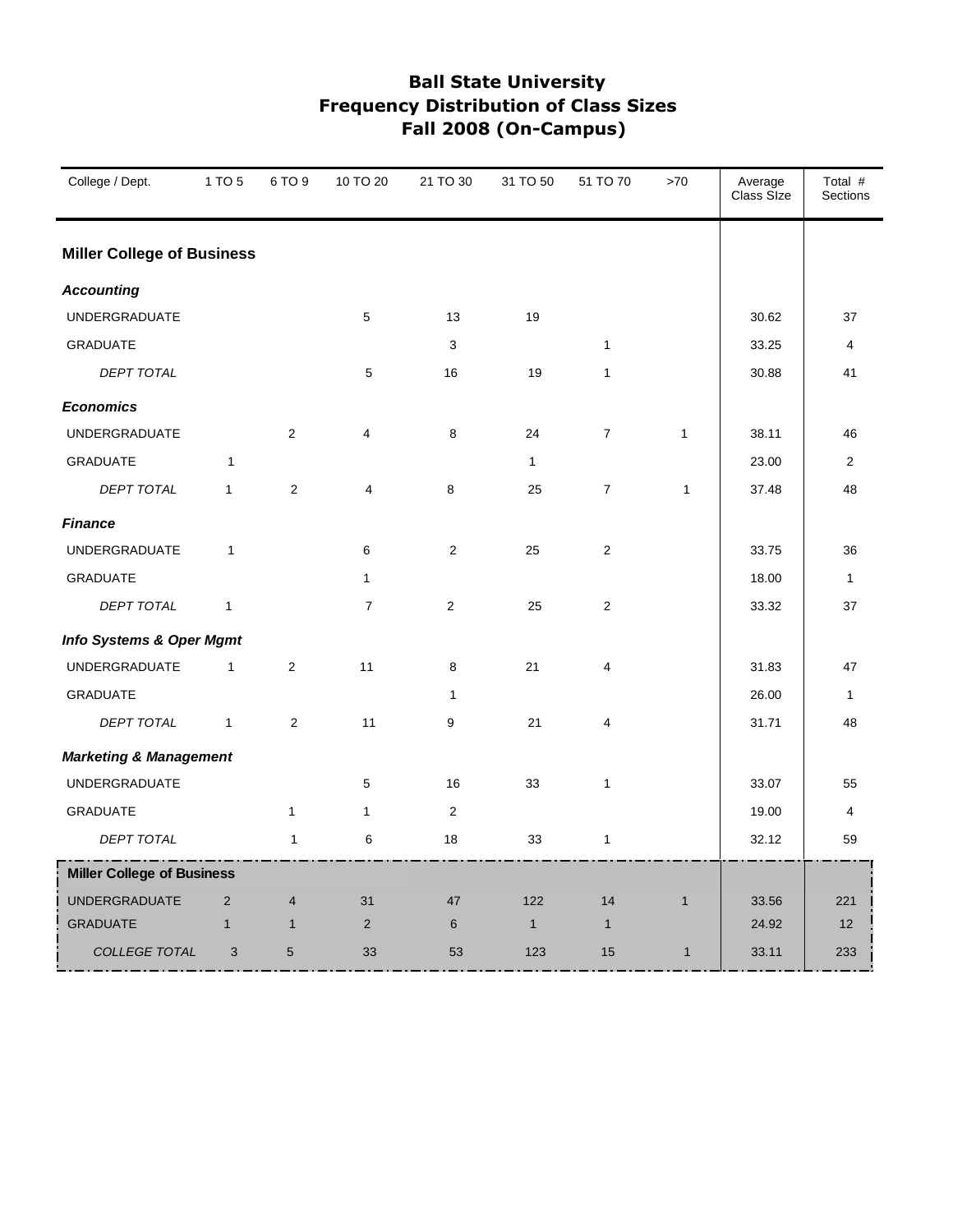# Ball State University
# Frequency Distribution of Class Sizes
# Fall 2008 (On-Campus)

| College / Dept. | 1 TO 5 | 6 TO 9 | 10 TO 20 | 21 TO 30 | 31 TO 50 | 51 TO 70 | >70 | Average Class SIze | Total # Sections |
|---|---|---|---|---|---|---|---|---|---|
| **Miller College of Business** | | | | | | | | | |
| ***Accounting*** | | | | | | | | | |
| UNDERGRADUATE | | | 5 | 13 | 19 | | | 30.62 | 37 |
| GRADUATE | | | | 3 | | 1 | | 33.25 | 4 |
| *DEPT TOTAL* | | | 5 | 16 | 19 | 1 | | 30.88 | 41 |
| ***Economics*** | | | | | | | | | |
| UNDERGRADUATE | | 2 | 4 | 8 | 24 | 7 | 1 | 38.11 | 46 |
| GRADUATE | 1 | | | | 1 | | | 23.00 | 2 |
| *DEPT TOTAL* | 1 | 2 | 4 | 8 | 25 | 7 | 1 | 37.48 | 48 |
| ***Finance*** | | | | | | | | | |
| UNDERGRADUATE | 1 | | 6 | 2 | 25 | 2 | | 33.75 | 36 |
| GRADUATE | | | 1 | | | | | 18.00 | 1 |
| *DEPT TOTAL* | 1 | | 7 | 2 | 25 | 2 | | 33.32 | 37 |
| ***Info Systems & Oper Mgmt*** | | | | | | | | | |
| UNDERGRADUATE | 1 | 2 | 11 | 8 | 21 | 4 | | 31.83 | 47 |
| GRADUATE | | | | 1 | | | | 26.00 | 1 |
| *DEPT TOTAL* | 1 | 2 | 11 | 9 | 21 | 4 | | 31.71 | 48 |
| ***Marketing & Management*** | | | | | | | | | |
| UNDERGRADUATE | | | 5 | 16 | 33 | 1 | | 33.07 | 55 |
| GRADUATE | | 1 | 1 | 2 | | | | 19.00 | 4 |
| *DEPT TOTAL* | | 1 | 6 | 18 | 33 | 1 | | 32.12 | 59 |
| **Miller College of Business** | | | | | | | | | |
| UNDERGRADUATE | 2 | 4 | 31 | 47 | 122 | 14 | 1 | 33.56 | 221 |
| GRADUATE | 1 | 1 | 2 | 6 | 1 | 1 | | 24.92 | 12 |
| *COLLEGE TOTAL* | 3 | 5 | 33 | 53 | 123 | 15 | 1 | 33.11 | 233 |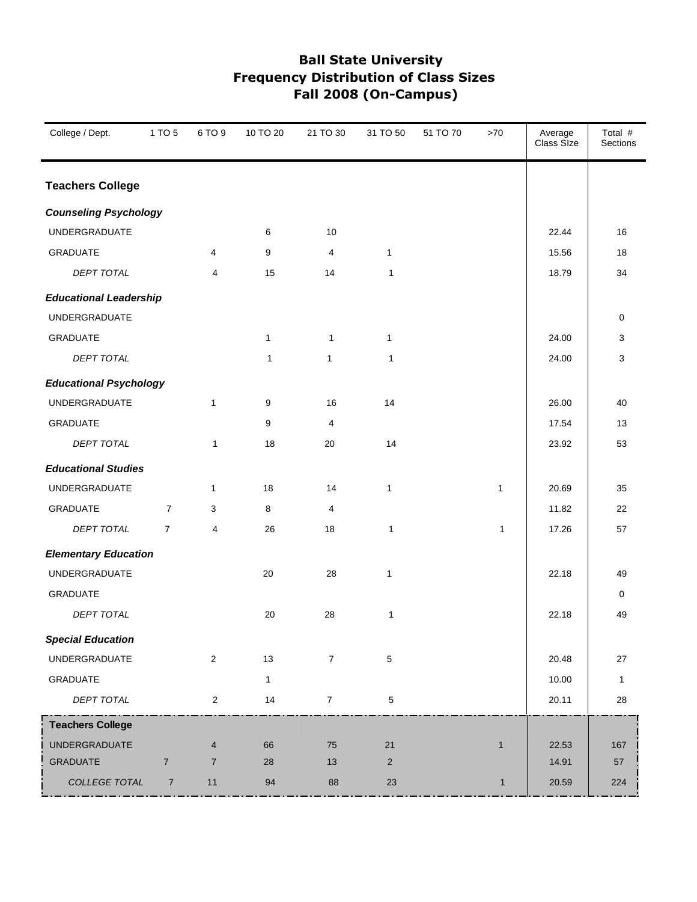# Ball State University
## Frequency Distribution of Class Sizes
## Fall 2008 (On-Campus)

| College / Dept. | 1 TO 5 | 6 TO 9 | 10 TO 20 | 21 TO 30 | 31 TO 50 | 51 TO 70 | >70 | Average Class SIze | Total # Sections |
|---|---|---|---|---|---|---|---|---|---|
| **Teachers College** | | | | | | | | | |
| ***Counseling Psychology*** | | | | | | | | | |
| UNDERGRADUATE | | | 6 | 10 | | | | 22.44 | 16 |
| GRADUATE | | 4 | 9 | 4 | 1 | | | 15.56 | 18 |
| *DEPT TOTAL* | | 4 | 15 | 14 | 1 | | | 18.79 | 34 |
| ***Educational Leadership*** | | | | | | | | | |
| UNDERGRADUATE | | | | | | | | | 0 |
| GRADUATE | | | 1 | 1 | 1 | | | 24.00 | 3 |
| *DEPT TOTAL* | | | 1 | 1 | 1 | | | 24.00 | 3 |
| ***Educational Psychology*** | | | | | | | | | |
| UNDERGRADUATE | | 1 | 9 | 16 | 14 | | | 26.00 | 40 |
| GRADUATE | | | 9 | 4 | | | | 17.54 | 13 |
| *DEPT TOTAL* | | 1 | 18 | 20 | 14 | | | 23.92 | 53 |
| ***Educational Studies*** | | | | | | | | | |
| UNDERGRADUATE | | 1 | 18 | 14 | 1 | | 1 | 20.69 | 35 |
| GRADUATE | 7 | 3 | 8 | 4 | | | | 11.82 | 22 |
| *DEPT TOTAL* | 7 | 4 | 26 | 18 | 1 | | 1 | 17.26 | 57 |
| ***Elementary Education*** | | | | | | | | | |
| UNDERGRADUATE | | | 20 | 28 | 1 | | | 22.18 | 49 |
| GRADUATE | | | | | | | | | 0 |
| *DEPT TOTAL* | | | 20 | 28 | 1 | | | 22.18 | 49 |
| ***Special Education*** | | | | | | | | | |
| UNDERGRADUATE | | 2 | 13 | 7 | 5 | | | 20.48 | 27 |
| GRADUATE | | | 1 | | | | | 10.00 | 1 |
| *DEPT TOTAL* | | 2 | 14 | 7 | 5 | | | 20.11 | 28 |
| **Teachers College** | | | | | | | | | |
| UNDERGRADUATE | | 4 | 66 | 75 | 21 | | 1 | 22.53 | 167 |
| GRADUATE | 7 | 7 | 28 | 13 | 2 | | | 14.91 | 57 |
| *COLLEGE TOTAL* | 7 | 11 | 94 | 88 | 23 | | 1 | 20.59 | 224 |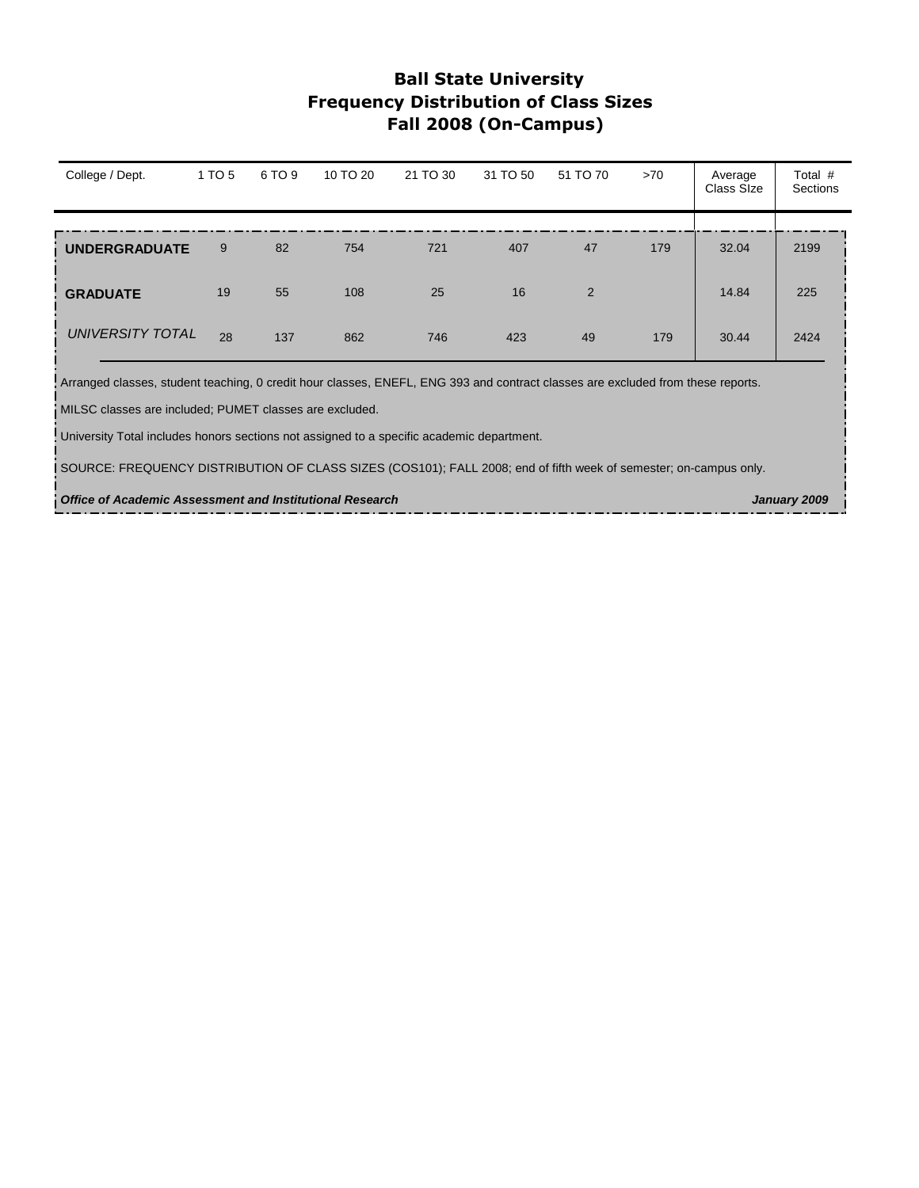# Ball State University
## Frequency Distribution of Class Sizes
## Fall 2008 (On-Campus)

| College / Dept. | 1 TO 5 | 6 TO 9 | 10 TO 20 | 21 TO 30 | 31 TO 50 | 51 TO 70 | >70 | Average Class SIze | Total # Sections |
|---|---|---|---|---|---|---|---|---|---|
| **UNDERGRADUATE** | 9 | 82 | 754 | 721 | 407 | 47 | 179 | 32.04 | 2199 |
| **GRADUATE** | 19 | 55 | 108 | 25 | 16 | 2 | | 14.84 | 225 |
| *UNIVERSITY TOTAL* | 28 | 137 | 862 | 746 | 423 | 49 | 179 | 30.44 | 2424 |

Arranged classes, student teaching, 0 credit hour classes, ENEFL, ENG 393 and contract classes are excluded from these reports.

MILSC classes are included; PUMET classes are excluded.

University Total includes honors sections not assigned to a specific academic department.

SOURCE: FREQUENCY DISTRIBUTION OF CLASS SIZES (COS101); FALL 2008; end of fifth week of semester; on-campus only.

***Office of Academic Assessment and Institutional Research*** ***January 2009***